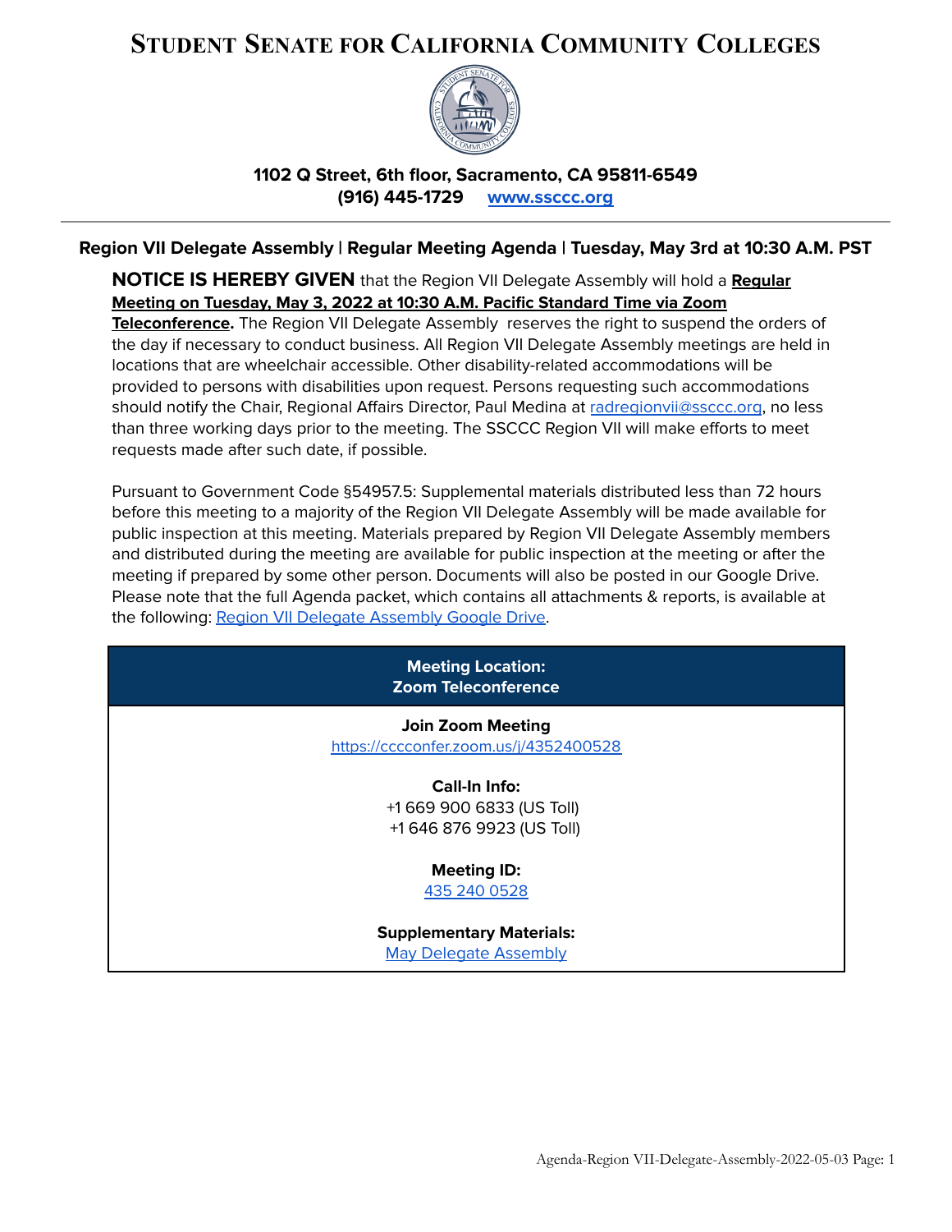# Student Senate for California Community Colleges

**1102 Q Street, 6th floor, Sacramento, CA 95811-6549**
**(916) 445-1729 [www.ssccc.org](http://www.ssccc.org)**

---

### Region VII Delegate Assembly | Regular Meeting Agenda | Tuesday, May 3rd at 10:30 A.M. PST

**NOTICE IS HEREBY GIVEN** that the Region VII Delegate Assembly will hold a **Regular Meeting on Tuesday, May 3, 2022 at 10:30 A.M. Pacific Standard Time via Zoom Teleconference.** The Region VII Delegate Assembly reserves the right to suspend the orders of the day if necessary to conduct business. All Region VII Delegate Assembly meetings are held in locations that are wheelchair accessible. Other disability-related accommodations will be provided to persons with disabilities upon request. Persons requesting such accommodations should notify the Chair, Regional Affairs Director, Paul Medina at radregionvii@ssccc.org, no less than three working days prior to the meeting. The SSCCC Region VII will make efforts to meet requests made after such date, if possible.

Pursuant to Government Code §54957.5: Supplemental materials distributed less than 72 hours before this meeting to a majority of the Region VII Delegate Assembly will be made available for public inspection at this meeting. Materials prepared by Region VII Delegate Assembly members and distributed during the meeting are available for public inspection at the meeting or after the meeting if prepared by some other person. Documents will also be posted in our Google Drive. Please note that the full Agenda packet, which contains all attachments & reports, is available at the following: Region VII Delegate Assembly Google Drive.

| Meeting Location: Zoom Teleconference |
| --- |
| **Join Zoom Meeting**<br>https://cccconfer.zoom.us/j/4352400528<br><br>**Call-In Info:**<br>+1 669 900 6833 (US Toll)<br>+1 646 876 9923 (US Toll)<br><br>**Meeting ID:**<br>435 240 0528<br><br>**Supplementary Materials:**<br>May Delegate Assembly |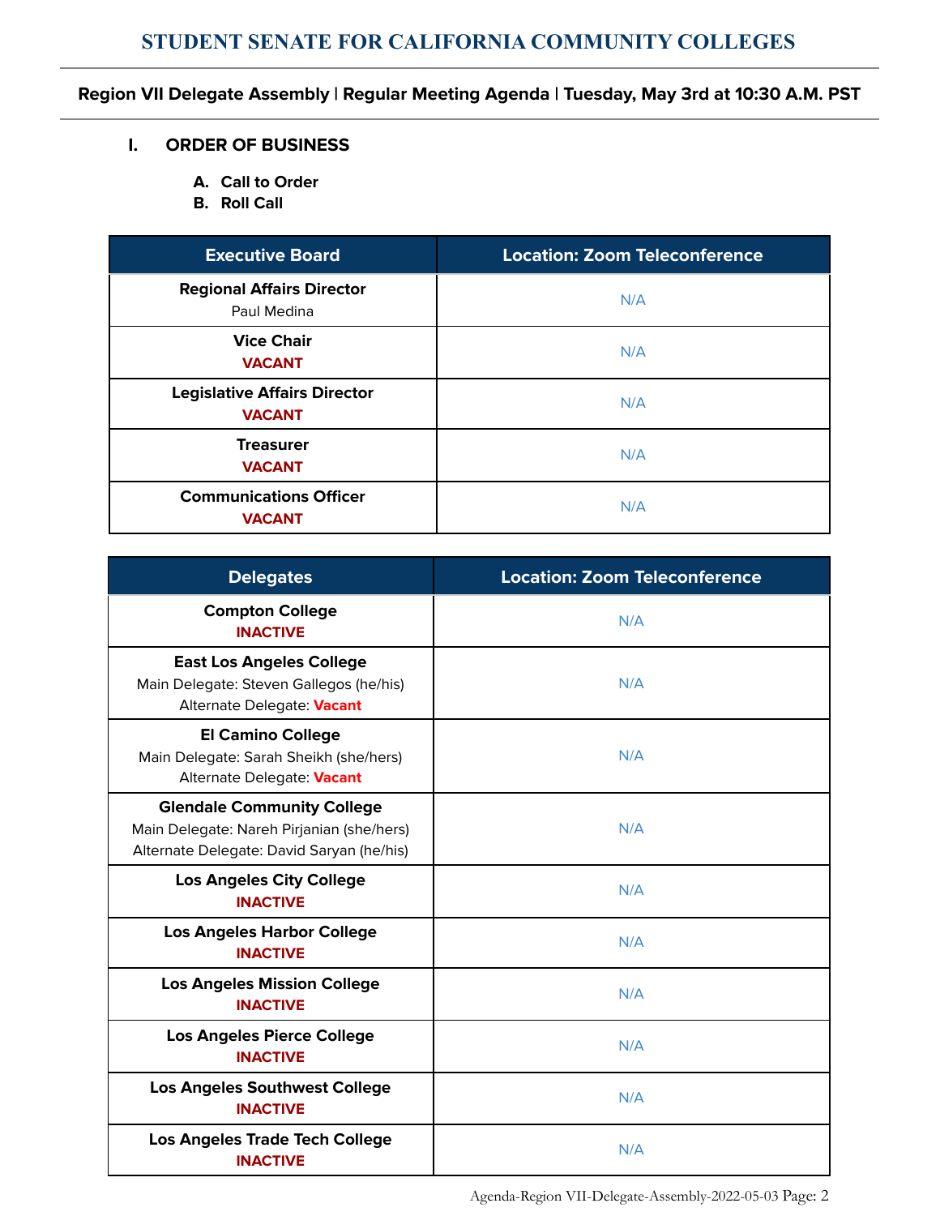## STUDENT SENATE FOR CALIFORNIA COMMUNITY COLLEGES

**Region VII Delegate Assembly | Regular Meeting Agenda | Tuesday, May 3rd at 10:30 A.M. PST**

### I. ORDER OF BUSINESS

A. **Call to Order**
B. **Roll Call**

| Executive Board | Location: Zoom Teleconference |
|---|---|
| **Regional Affairs Director** Paul Medina | N/A |
| **Vice Chair** **VACANT** | N/A |
| **Legislative Affairs Director** **VACANT** | N/A |
| **Treasurer** **VACANT** | N/A |
| **Communications Officer** **VACANT** | N/A |

| Delegates | Location: Zoom Teleconference |
|---|---|
| **Compton College** **INACTIVE** | N/A |
| **East Los Angeles College** Main Delegate: Steven Gallegos (he/his) Alternate Delegate: **Vacant** | N/A |
| **El Camino College** Main Delegate: Sarah Sheikh (she/hers) Alternate Delegate: **Vacant** | N/A |
| **Glendale Community College** Main Delegate: Nareh Pirjanian (she/hers) Alternate Delegate: David Saryan (he/his) | N/A |
| **Los Angeles City College** **INACTIVE** | N/A |
| **Los Angeles Harbor College** **INACTIVE** | N/A |
| **Los Angeles Mission College** **INACTIVE** | N/A |
| **Los Angeles Pierce College** **INACTIVE** | N/A |
| **Los Angeles Southwest College** **INACTIVE** | N/A |
| **Los Angeles Trade Tech College** **INACTIVE** | N/A |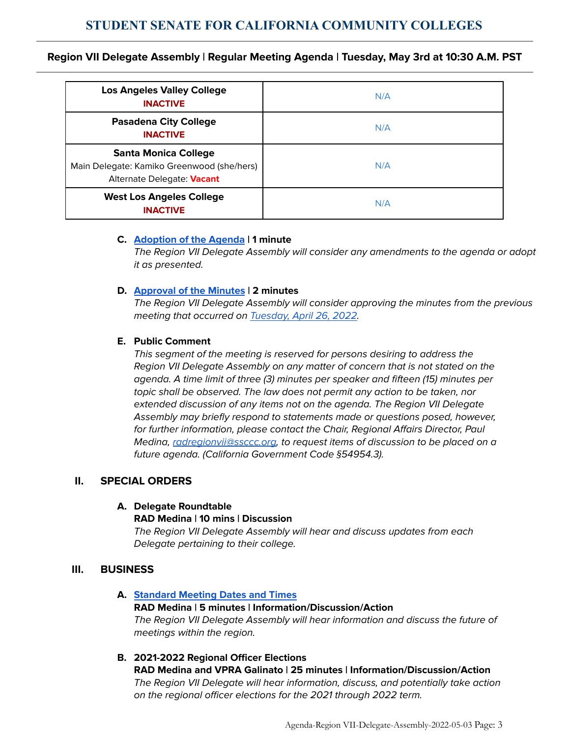| Los Angeles Valley College<br>**INACTIVE** | N/A |
|---|---|
| **Pasadena City College**<br>**INACTIVE** | N/A |
| **Santa Monica College**<br>Main Delegate: Kamiko Greenwood (she/hers)<br>Alternate Delegate: **Vacant** | N/A |
| **West Los Angeles College**<br>**INACTIVE** | N/A |

C. **Adoption of the Agenda | 1 minute**
*The Region VII Delegate Assembly will consider any amendments to the agenda or adopt it as presented.*

D. **Approval of the Minutes | 2 minutes**
*The Region VII Delegate Assembly will consider approving the minutes from the previous meeting that occurred on Tuesday, April 26, 2022.*

E. **Public Comment**
*This segment of the meeting is reserved for persons desiring to address the Region VII Delegate Assembly on any matter of concern that is not stated on the agenda. A time limit of three (3) minutes per speaker and fifteen (15) minutes per topic shall be observed. The law does not permit any action to be taken, nor extended discussion of any items not on the agenda. The Region VII Delegate Assembly may briefly respond to statements made or questions posed, however, for further information, please contact the Chair, Regional Affairs Director, Paul Medina, radregionvii@ssccc.org, to request items of discussion to be placed on a future agenda. (California Government Code §54954.3).*

## II. SPECIAL ORDERS

A. **Delegate Roundtable**
**RAD Medina | 10 mins | Discussion**
*The Region VII Delegate Assembly will hear and discuss updates from each Delegate pertaining to their college.*

## III. BUSINESS

A. **Standard Meeting Dates and Times**
**RAD Medina | 5 minutes | Information/Discussion/Action**
*The Region VII Delegate Assembly will hear information and discuss the future of meetings within the region.*

B. **2021-2022 Regional Officer Elections**
**RAD Medina and VPRA Galinato | 25 minutes | Information/Discussion/Action**
*The Region VII Delegate will hear information, discuss, and potentially take action on the regional officer elections for the 2021 through 2022 term.*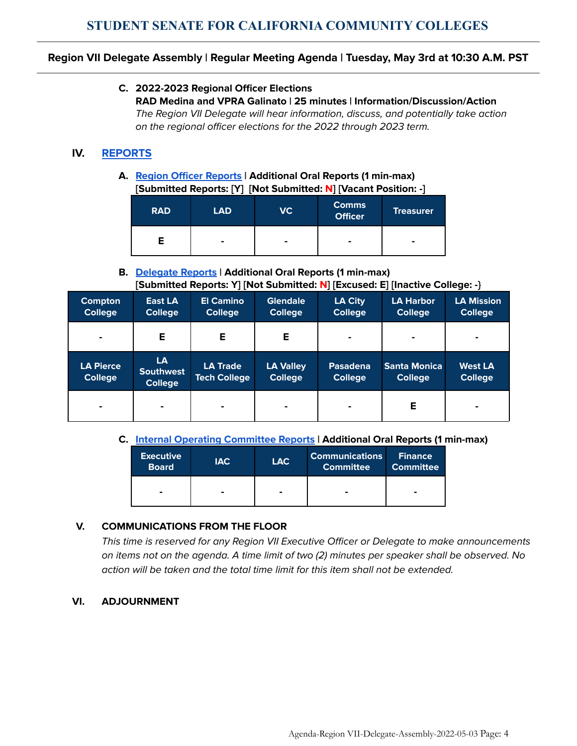# STUDENT SENATE FOR CALIFORNIA COMMUNITY COLLEGES

**Region VII Delegate Assembly | Regular Meeting Agenda | Tuesday, May 3rd at 10:30 A.M. PST**

C. **2022-2023 Regional Officer Elections**
**RAD Medina and VPRA Galinato | 25 minutes | Information/Discussion/Action**
*The Region VII Delegate will hear information, discuss, and potentially take action on the regional officer elections for the 2022 through 2023 term.*

## IV. REPORTS

A. **Region Officer Reports | Additional Oral Reports (1 min-max)**
**[Submitted Reports: [Y] [Not Submitted: N] [Vacant Position: -]**

| RAD | LAD | VC | Comms Officer | Treasurer |
|---|---|---|---|---|
| E | - | - | - | - |

B. **Delegate Reports | Additional Oral Reports (1 min-max)**
**[Submitted Reports: Y] [Not Submitted: N] [Excused: E] [Inactive College: -}**

| Compton College | East LA College | El Camino College | Glendale College | LA City College | LA Harbor College | LA Mission College |
|---|---|---|---|---|---|---|
| - | E | E | E | - | - | - |
| **LA Pierce College** | **LA Southwest College** | **LA Trade Tech College** | **LA Valley College** | **Pasadena College** | **Santa Monica College** | **West LA College** |
| - | - | - | - | - | E | - |

C. **Internal Operating Committee Reports | Additional Oral Reports (1 min-max)**

| Executive Board | IAC | LAC | Communications Committee | Finance Committee |
|---|---|---|---|---|
| - | - | - | - | - |

## V. COMMUNICATIONS FROM THE FLOOR

*This time is reserved for any Region VII Executive Officer or Delegate to make announcements on items not on the agenda. A time limit of two (2) minutes per speaker shall be observed. No action will be taken and the total time limit for this item shall not be extended.*

## VI. ADJOURNMENT